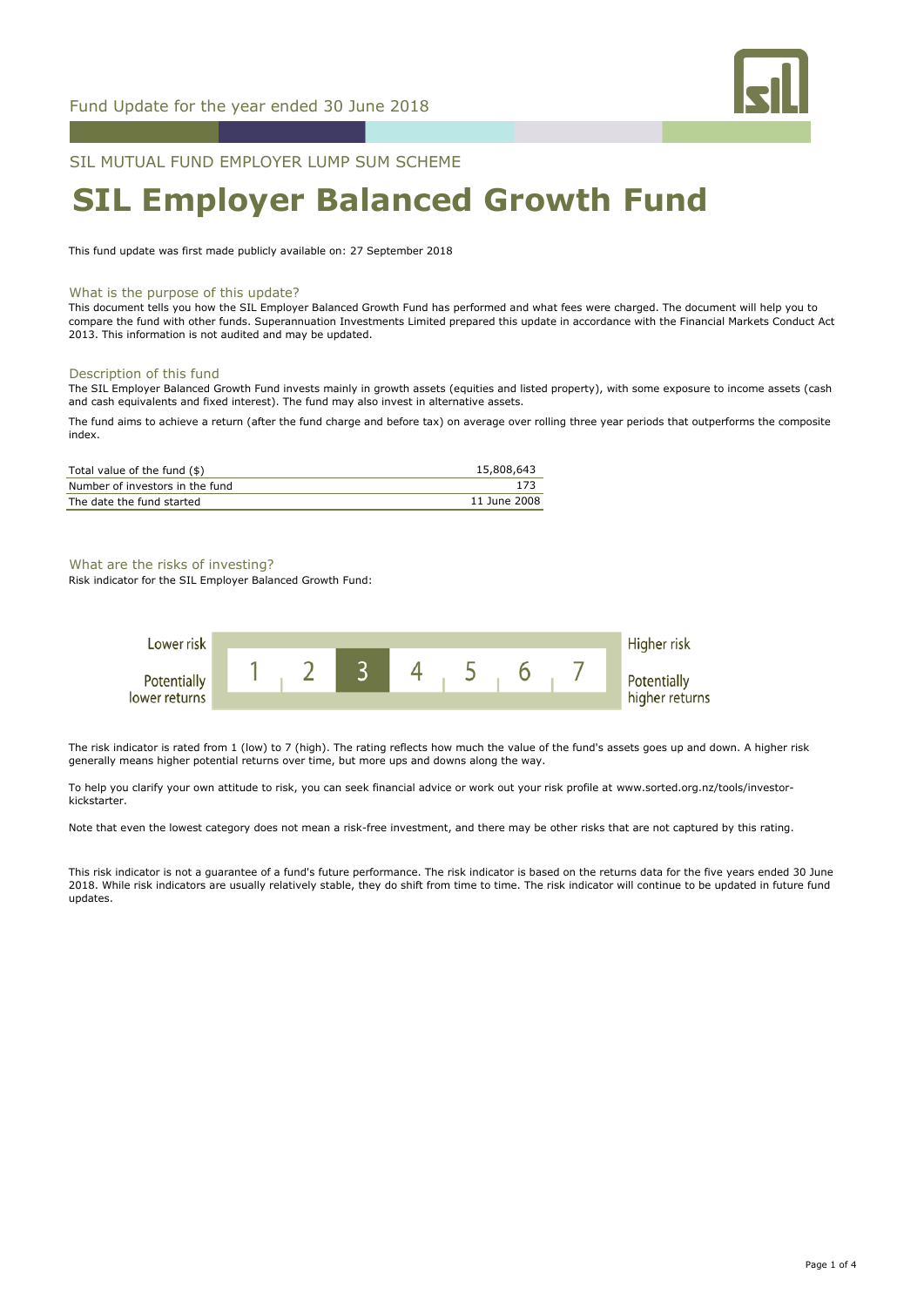Fund Update for the year ended 30 June 2018

SIL MUTUAL FUND EMPLOYER LUMP SUM SCHEME

# SIL Employer Balanced Growth Fund

This fund update was first made publicly available on: 27 September 2018

## What is the purpose of this update?

This document tells you how the SIL Employer Balanced Growth Fund has performed and what fees were charged. The document will help you to compare the fund with other funds. Superannuation Investments Limited prepared this update in accordance with the Financial Markets Conduct Act 2013. This information is not audited and may be updated.

## Description of this fund

The SIL Employer Balanced Growth Fund invests mainly in growth assets (equities and listed property), with some exposure to income assets (cash and cash equivalents and fixed interest). The fund may also invest in alternative assets.

The fund aims to achieve a return (after the fund charge and before tax) on average over rolling three year periods that outperforms the composite index.

| | |
|---|---|
| Total value of the fund ($) | 15,808,643 |
| Number of investors in the fund | 173 |
| The date the fund started | 11 June 2008 |

## What are the risks of investing?

Risk indicator for the SIL Employer Balanced Growth Fund:

| Lower risk / Potentially lower returns | 1 | 2 | **3** | 4 | 5 | 6 | 7 | Higher risk / Potentially higher returns |
|---|---|---|---|---|---|---|---|---|

The risk indicator is rated from 1 (low) to 7 (high). The rating reflects how much the value of the fund's assets goes up and down. A higher risk generally means higher potential returns over time, but more ups and downs along the way.

To help you clarify your own attitude to risk, you can seek financial advice or work out your risk profile at www.sorted.org.nz/tools/investor-kickstarter.

Note that even the lowest category does not mean a risk-free investment, and there may be other risks that are not captured by this rating.

This risk indicator is not a guarantee of a fund's future performance. The risk indicator is based on the returns data for the five years ended 30 June 2018. While risk indicators are usually relatively stable, they do shift from time to time. The risk indicator will continue to be updated in future fund updates.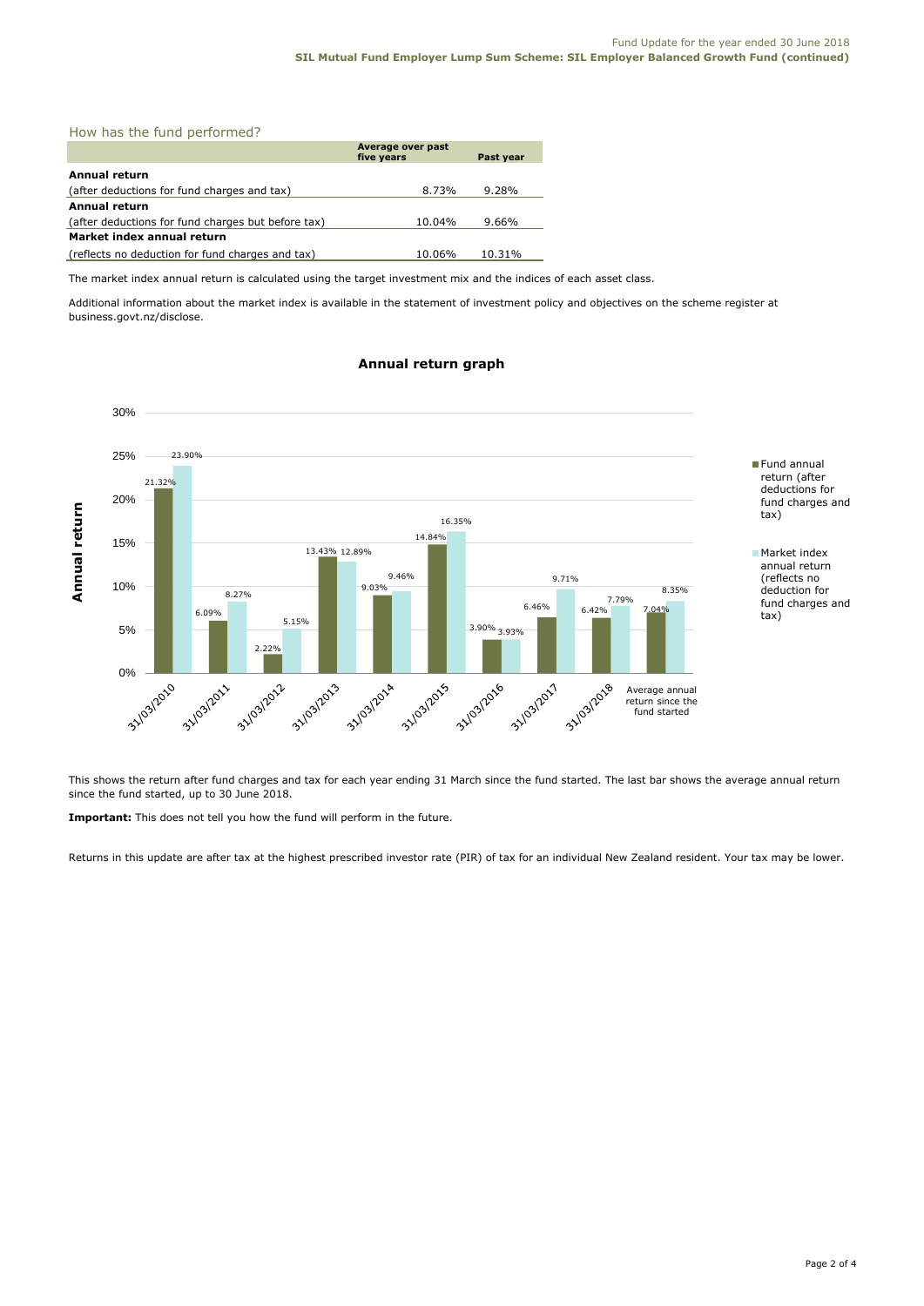## How has the fund performed?

| | Average over past five years | Past year |
|---|---|---|
| **Annual return** | | |
| (after deductions for fund charges and tax) | 8.73% | 9.28% |
| **Annual return** | | |
| (after deductions for fund charges but before tax) | 10.04% | 9.66% |
| **Market index annual return** | | |
| (reflects no deduction for fund charges and tax) | 10.06% | 10.31% |

The market index annual return is calculated using the target investment mix and the indices of each asset class.

Additional information about the market index is available in the statement of investment policy and objectives on the scheme register at business.govt.nz/disclose.

### Annual return graph

| | Fund annual return (after deductions for fund charges and tax) | Market index annual return (reflects no deduction for fund charges and tax) |
|---|---|---|
| 31/03/2010 | 21.32% | 23.90% |
| 31/03/2011 | 6.09% | 8.27% |
| 31/03/2012 | 2.22% | 5.15% |
| 31/03/2013 | 13.43% | 12.89% |
| 31/03/2014 | 9.03% | 9.46% |
| 31/03/2015 | 14.84% | 16.35% |
| 31/03/2016 | 3.90% | 3.93% |
| 31/03/2017 | 6.46% | 9.71% |
| 31/03/2018 | 6.42% | 7.79% |
| Average annual return since the fund started | 7.04% | 8.35% |

This shows the return after fund charges and tax for each year ending 31 March since the fund started. The last bar shows the average annual return since the fund started, up to 30 June 2018.

**Important:** This does not tell you how the fund will perform in the future.

Returns in this update are after tax at the highest prescribed investor rate (PIR) of tax for an individual New Zealand resident. Your tax may be lower.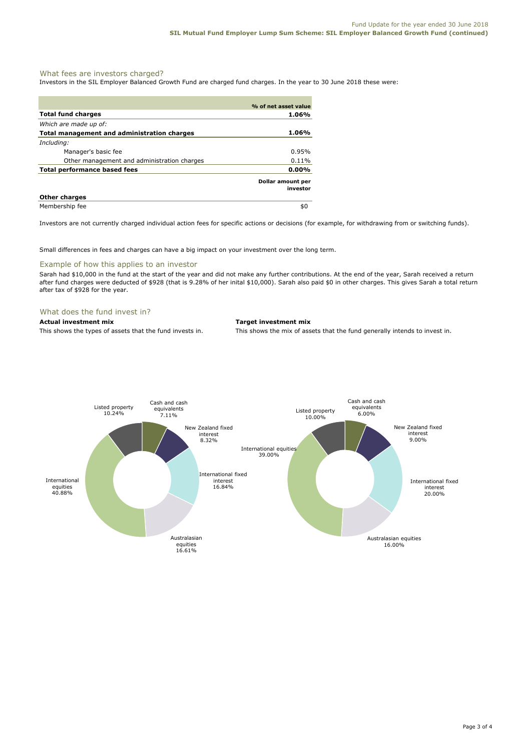## What fees are investors charged?

Investors in the SIL Employer Balanced Growth Fund are charged fund charges. In the year to 30 June 2018 these were:

| | % of net asset value |
|---|---|
| **Total fund charges** | **1.06%** |
| *Which are made up of:* | |
| **Total management and administration charges** | **1.06%** |
| *Including:* | |
| Manager's basic fee | 0.95% |
| Other management and administration charges | 0.11% |
| **Total performance based fees** | **0.00%** |
| | **Dollar amount per investor** |
| **Other charges** | |
| Membership fee | $0 |

Investors are not currently charged individual action fees for specific actions or decisions (for example, for withdrawing from or switching funds).

Small differences in fees and charges can have a big impact on your investment over the long term.

## Example of how this applies to an investor

Sarah had $10,000 in the fund at the start of the year and did not make any further contributions. At the end of the year, Sarah received a return after fund charges were deducted of $928 (that is 9.28% of her inital $10,000). Sarah also paid $0 in other charges. This gives Sarah a total return after tax of $928 for the year.

## What does the fund invest in?

**Actual investment mix**

This shows the types of assets that the fund invests in.

| Asset type | Actual |
|---|---|
| Cash and cash equivalents | 7.11% |
| New Zealand fixed interest | 8.32% |
| International fixed interest | 16.84% |
| Australasian equities | 16.61% |
| International equities | 40.88% |
| Listed property | 10.24% |

**Target investment mix**

This shows the mix of assets that the fund generally intends to invest in.

| Asset type | Target |
|---|---|
| Cash and cash equivalents | 6.00% |
| New Zealand fixed interest | 9.00% |
| International fixed interest | 20.00% |
| Australasian equities | 16.00% |
| International equities | 39.00% |
| Listed property | 10.00% |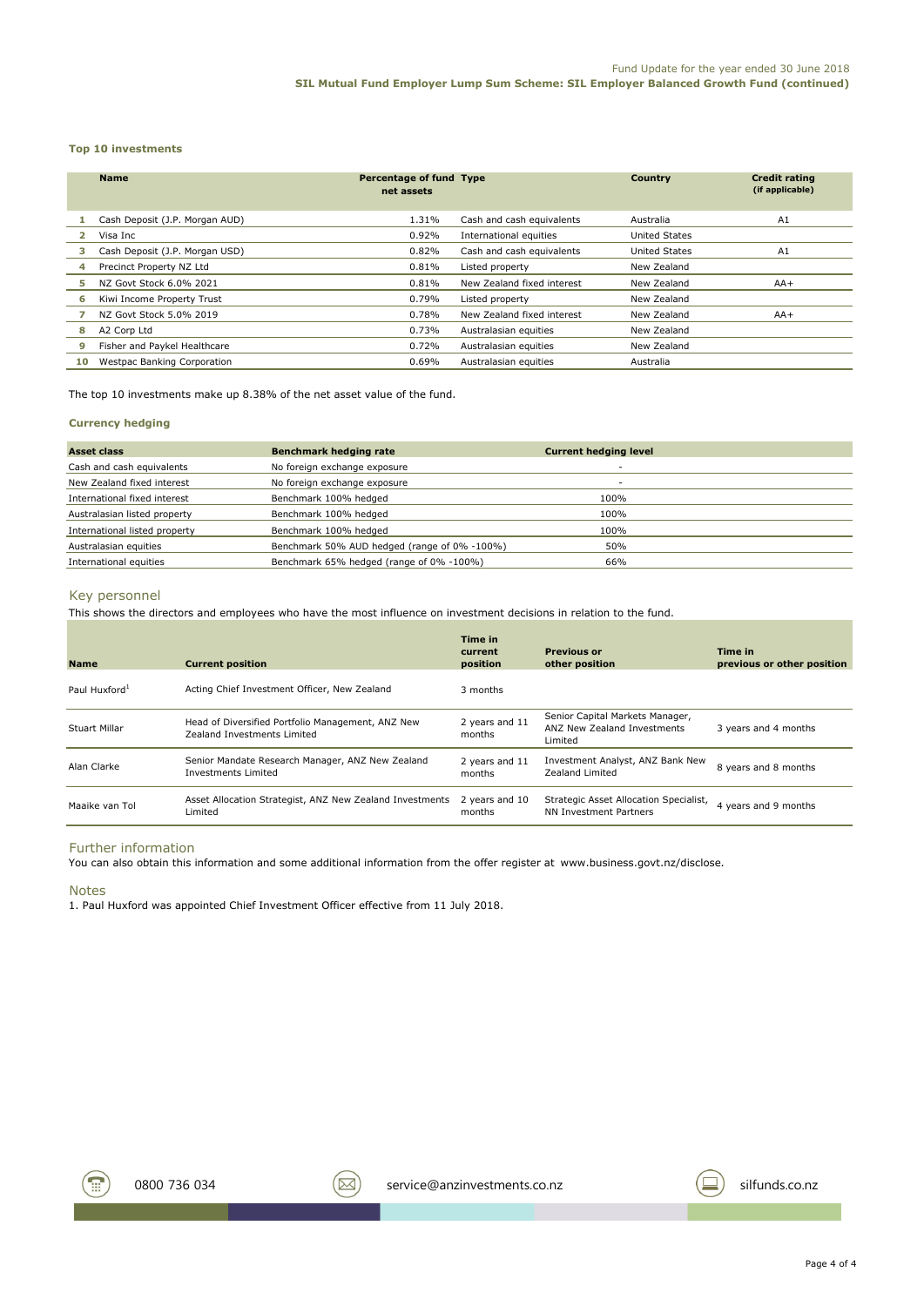### Top 10 investments

| | Name | Percentage of fund net assets | Type | Country | Credit rating (if applicable) |
|---|---|---|---|---|---|
| 1 | Cash Deposit (J.P. Morgan AUD) | 1.31% | Cash and cash equivalents | Australia | A1 |
| 2 | Visa Inc | 0.92% | International equities | United States | |
| 3 | Cash Deposit (J.P. Morgan USD) | 0.82% | Cash and cash equivalents | United States | A1 |
| 4 | Precinct Property NZ Ltd | 0.81% | Listed property | New Zealand | |
| 5 | NZ Govt Stock 6.0% 2021 | 0.81% | New Zealand fixed interest | New Zealand | AA+ |
| 6 | Kiwi Income Property Trust | 0.79% | Listed property | New Zealand | |
| 7 | NZ Govt Stock 5.0% 2019 | 0.78% | New Zealand fixed interest | New Zealand | AA+ |
| 8 | A2 Corp Ltd | 0.73% | Australasian equities | New Zealand | |
| 9 | Fisher and Paykel Healthcare | 0.72% | Australasian equities | New Zealand | |
| 10 | Westpac Banking Corporation | 0.69% | Australasian equities | Australia | |

The top 10 investments make up 8.38% of the net asset value of the fund.

### Currency hedging

| Asset class | Benchmark hedging rate | Current hedging level |
|---|---|---|
| Cash and cash equivalents | No foreign exchange exposure | - |
| New Zealand fixed interest | No foreign exchange exposure | - |
| International fixed interest | Benchmark 100% hedged | 100% |
| Australasian listed property | Benchmark 100% hedged | 100% |
| International listed property | Benchmark 100% hedged | 100% |
| Australasian equities | Benchmark 50% AUD hedged (range of 0% -100%) | 50% |
| International equities | Benchmark 65% hedged (range of 0% -100%) | 66% |

## Key personnel

This shows the directors and employees who have the most influence on investment decisions in relation to the fund.

| Name | Current position | Time in current position | Previous or other position | Time in previous or other position |
|---|---|---|---|---|
| Paul Huxford[1] | Acting Chief Investment Officer, New Zealand | 3 months | | |
| Stuart Millar | Head of Diversified Portfolio Management, ANZ New Zealand Investments Limited | 2 years and 11 months | Senior Capital Markets Manager, ANZ New Zealand Investments Limited | 3 years and 4 months |
| Alan Clarke | Senior Mandate Research Manager, ANZ New Zealand Investments Limited | 2 years and 11 months | Investment Analyst, ANZ Bank New Zealand Limited | 8 years and 8 months |
| Maaike van Tol | Asset Allocation Strategist, ANZ New Zealand Investments Limited | 2 years and 10 months | Strategic Asset Allocation Specialist, NN Investment Partners | 4 years and 9 months |

## Further information

You can also obtain this information and some additional information from the offer register at www.business.govt.nz/disclose.

## Notes

1. Paul Huxford was appointed Chief Investment Officer effective from 11 July 2018.

0800 736 034 service@anzinvestments.co.nz silfunds.co.nz